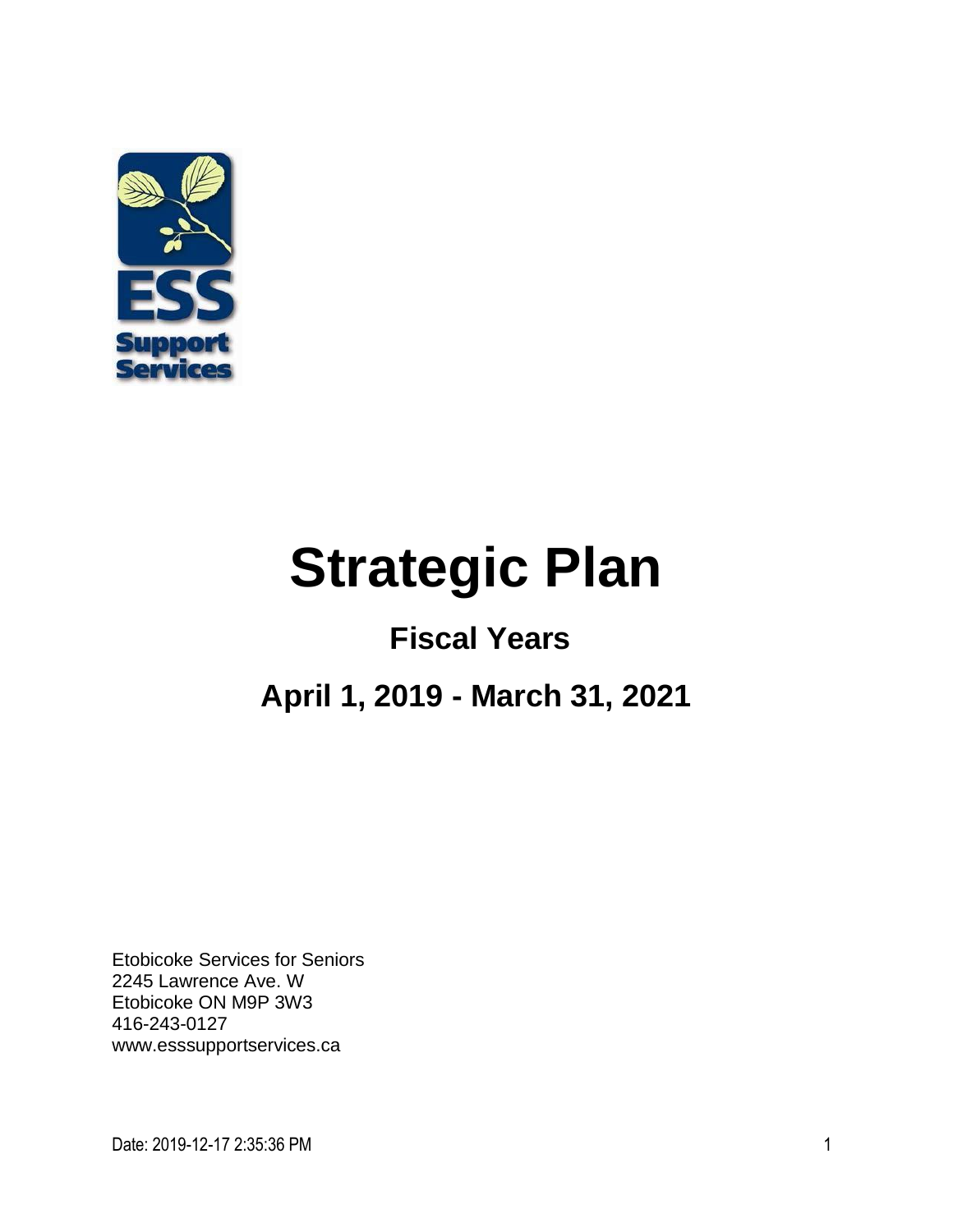ESS Support Services

# Strategic Plan

## Fiscal Years

## April 1, 2019 - March 31, 2021

Etobicoke Services for Seniors
2245 Lawrence Ave. W
Etobicoke ON M9P 3W3
416-243-0127
www.esssupportservices.ca

Date: 2019-12-17 2:35:36 PM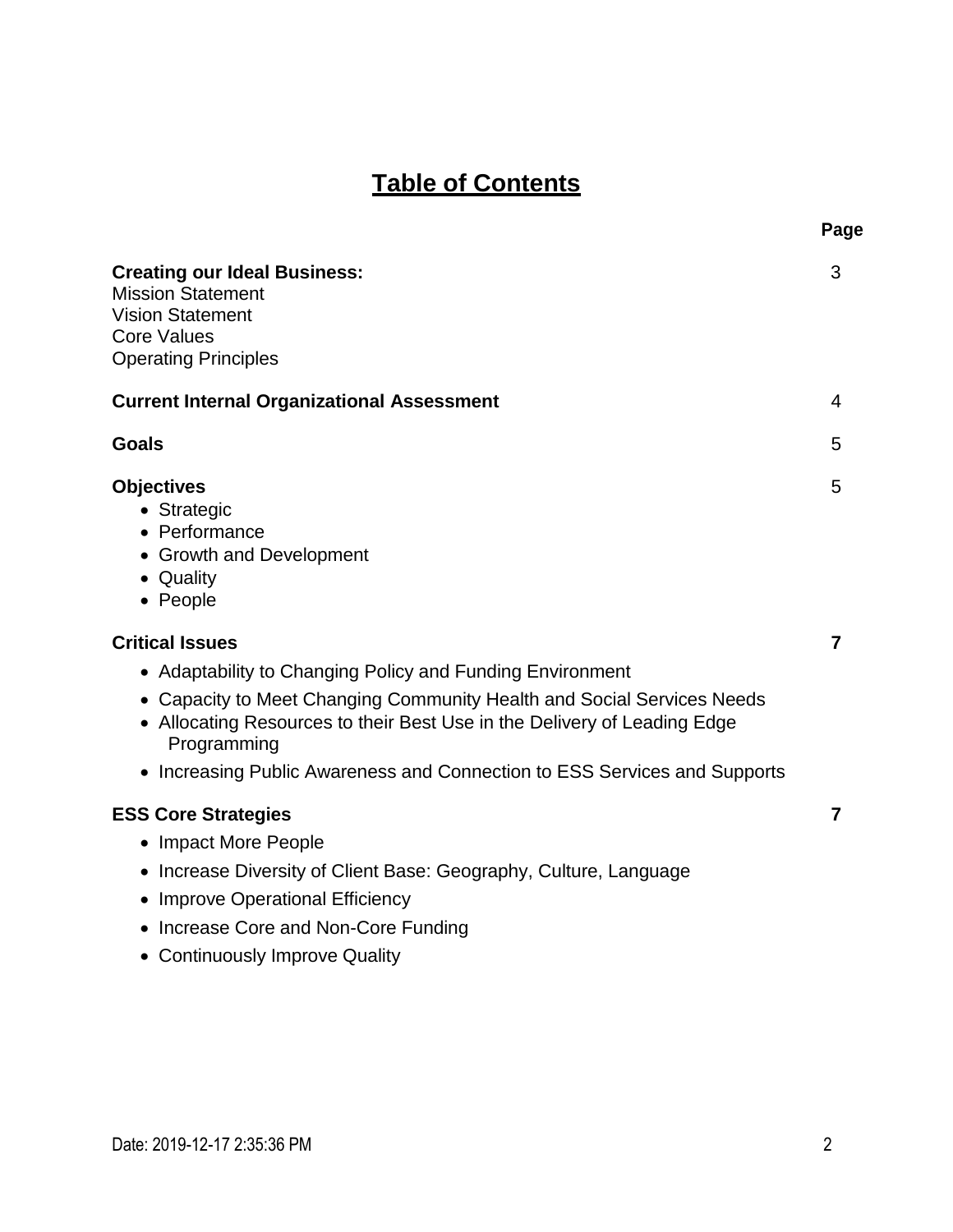# Table of Contents

| | Page |
|---|---|
| **Creating our Ideal Business:**<br>Mission Statement<br>Vision Statement<br>Core Values<br>Operating Principles | 3 |
| **Current Internal Organizational Assessment** | 4 |
| **Goals** | 5 |
| **Objectives**<br>• Strategic<br>• Performance<br>• Growth and Development<br>• Quality<br>• People | 5 |
| **Critical Issues**<br>• Adaptability to Changing Policy and Funding Environment<br>• Capacity to Meet Changing Community Health and Social Services Needs<br>• Allocating Resources to their Best Use in the Delivery of Leading Edge Programming<br>• Increasing Public Awareness and Connection to ESS Services and Supports | **7** |
| **ESS Core Strategies**<br>• Impact More People<br>• Increase Diversity of Client Base: Geography, Culture, Language<br>• Improve Operational Efficiency<br>• Increase Core and Non-Core Funding<br>• Continuously Improve Quality | **7** |

Date: 2019-12-17 2:35:36 PM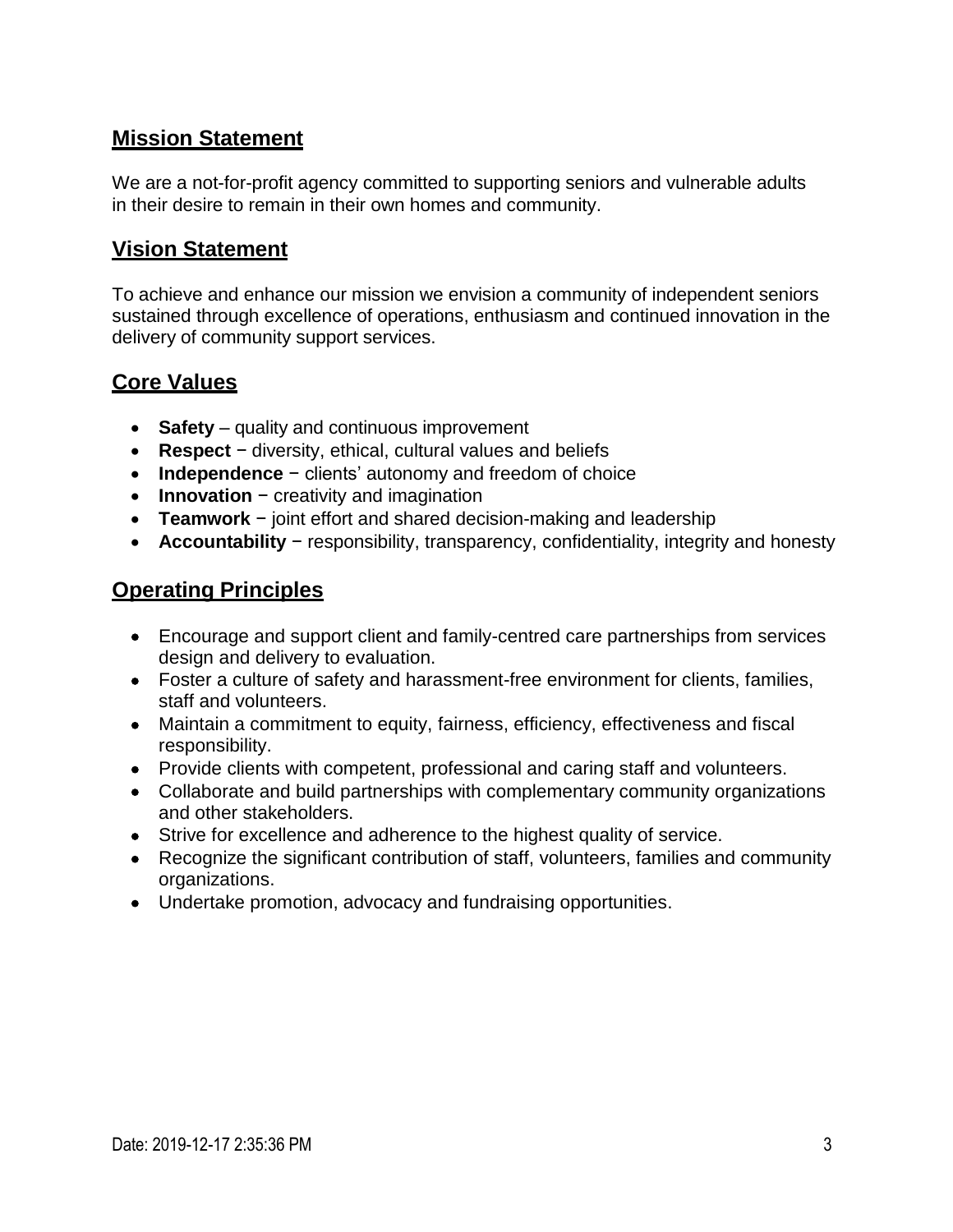## Mission Statement

We are a not-for-profit agency committed to supporting seniors and vulnerable adults in their desire to remain in their own homes and community.

## Vision Statement

To achieve and enhance our mission we envision a community of independent seniors sustained through excellence of operations, enthusiasm and continued innovation in the delivery of community support services.

## Core Values

- **Safety** – quality and continuous improvement
- **Respect** − diversity, ethical, cultural values and beliefs
- **Independence** − clients' autonomy and freedom of choice
- **Innovation** − creativity and imagination
- **Teamwork** − joint effort and shared decision-making and leadership
- **Accountability** − responsibility, transparency, confidentiality, integrity and honesty

## Operating Principles

- Encourage and support client and family-centred care partnerships from services design and delivery to evaluation.
- Foster a culture of safety and harassment-free environment for clients, families, staff and volunteers.
- Maintain a commitment to equity, fairness, efficiency, effectiveness and fiscal responsibility.
- Provide clients with competent, professional and caring staff and volunteers.
- Collaborate and build partnerships with complementary community organizations and other stakeholders.
- Strive for excellence and adherence to the highest quality of service.
- Recognize the significant contribution of staff, volunteers, families and community organizations.
- Undertake promotion, advocacy and fundraising opportunities.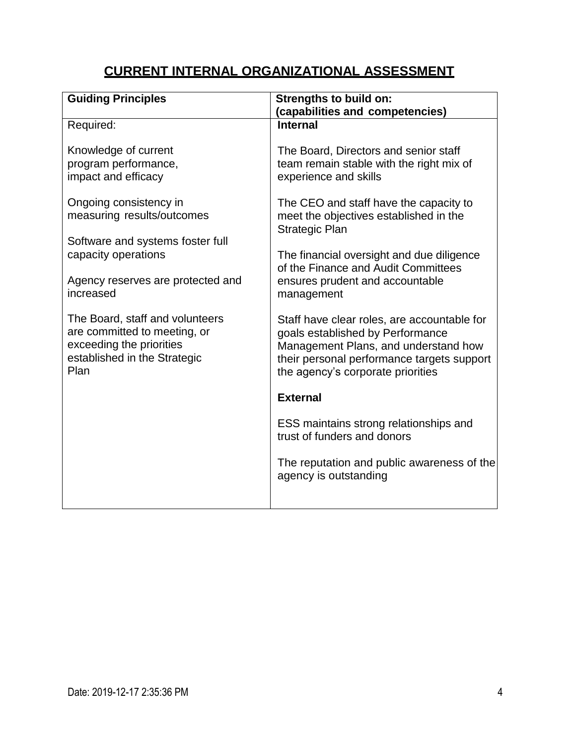# CURRENT INTERNAL ORGANIZATIONAL ASSESSMENT

| Guiding Principles | Strengths to build on: (capabilities and competencies) |
|---|---|
| Required:<br><br>Knowledge of current program performance, impact and efficacy<br><br>Ongoing consistency in measuring results/outcomes<br><br>Software and systems foster full capacity operations<br><br>Agency reserves are protected and increased<br><br>The Board, staff and volunteers are committed to meeting, or exceeding the priorities established in the Strategic Plan | **Internal**<br><br>The Board, Directors and senior staff team remain stable with the right mix of experience and skills<br><br>The CEO and staff have the capacity to meet the objectives established in the Strategic Plan<br><br>The financial oversight and due diligence of the Finance and Audit Committees ensures prudent and accountable management<br><br>Staff have clear roles, are accountable for goals established by Performance Management Plans, and understand how their personal performance targets support the agency's corporate priorities<br><br>**External**<br><br>ESS maintains strong relationships and trust of funders and donors<br><br>The reputation and public awareness of the agency is outstanding |

Date: 2019-12-17 2:35:36 PM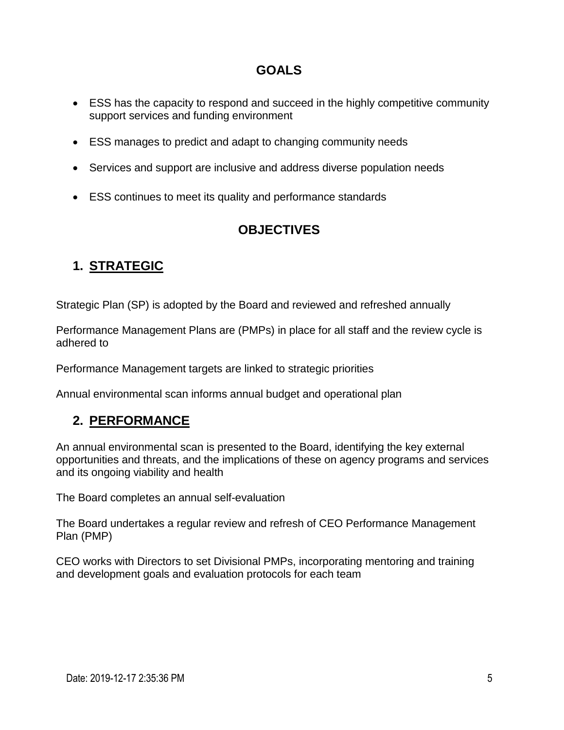## GOALS

- ESS has the capacity to respond and succeed in the highly competitive community support services and funding environment
- ESS manages to predict and adapt to changing community needs
- Services and support are inclusive and address diverse population needs
- ESS continues to meet its quality and performance standards

## OBJECTIVES

### 1. STRATEGIC

Strategic Plan (SP) is adopted by the Board and reviewed and refreshed annually

Performance Management Plans are (PMPs) in place for all staff and the review cycle is adhered to

Performance Management targets are linked to strategic priorities

Annual environmental scan informs annual budget and operational plan

### 2. PERFORMANCE

An annual environmental scan is presented to the Board, identifying the key external opportunities and threats, and the implications of these on agency programs and services and its ongoing viability and health

The Board completes an annual self-evaluation

The Board undertakes a regular review and refresh of CEO Performance Management Plan (PMP)

CEO works with Directors to set Divisional PMPs, incorporating mentoring and training and development goals and evaluation protocols for each team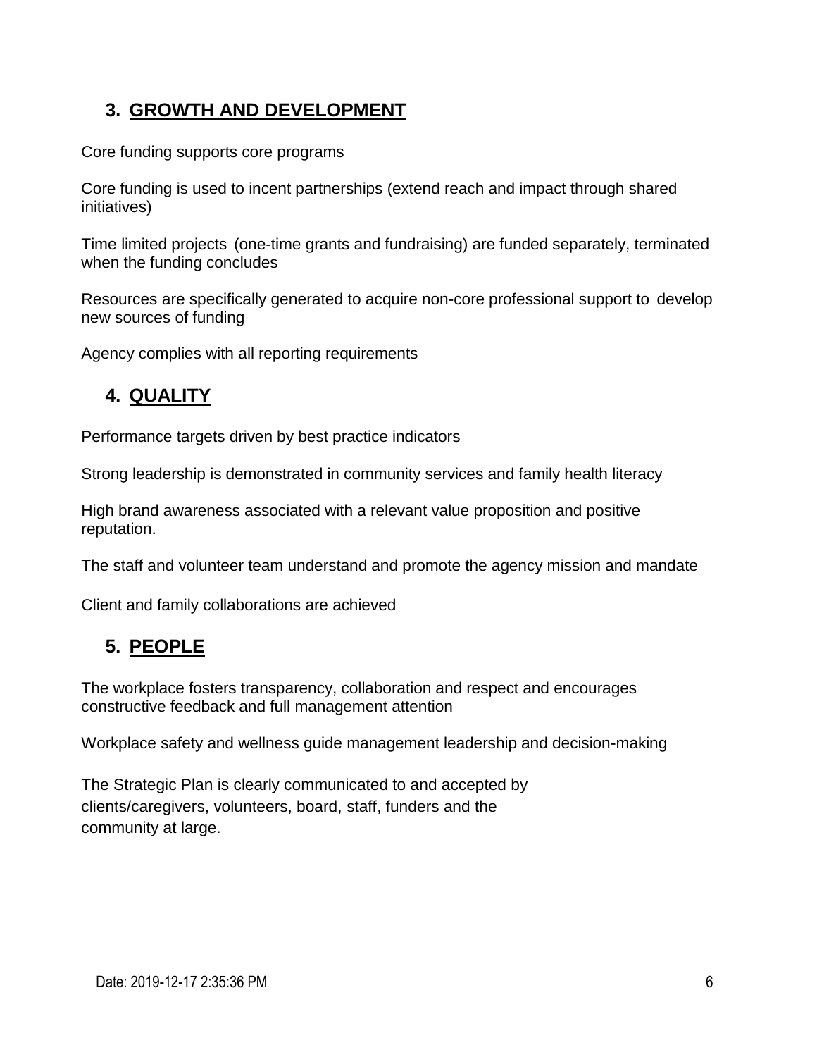## 3. GROWTH AND DEVELOPMENT

Core funding supports core programs

Core funding is used to incent partnerships (extend reach and impact through shared initiatives)

Time limited projects (one-time grants and fundraising) are funded separately, terminated when the funding concludes

Resources are specifically generated to acquire non-core professional support to develop new sources of funding

Agency complies with all reporting requirements

## 4. QUALITY

Performance targets driven by best practice indicators

Strong leadership is demonstrated in community services and family health literacy

High brand awareness associated with a relevant value proposition and positive reputation.

The staff and volunteer team understand and promote the agency mission and mandate

Client and family collaborations are achieved

## 5. PEOPLE

The workplace fosters transparency, collaboration and respect and encourages constructive feedback and full management attention

Workplace safety and wellness guide management leadership and decision-making

The Strategic Plan is clearly communicated to and accepted by clients/caregivers, volunteers, board, staff, funders and the community at large.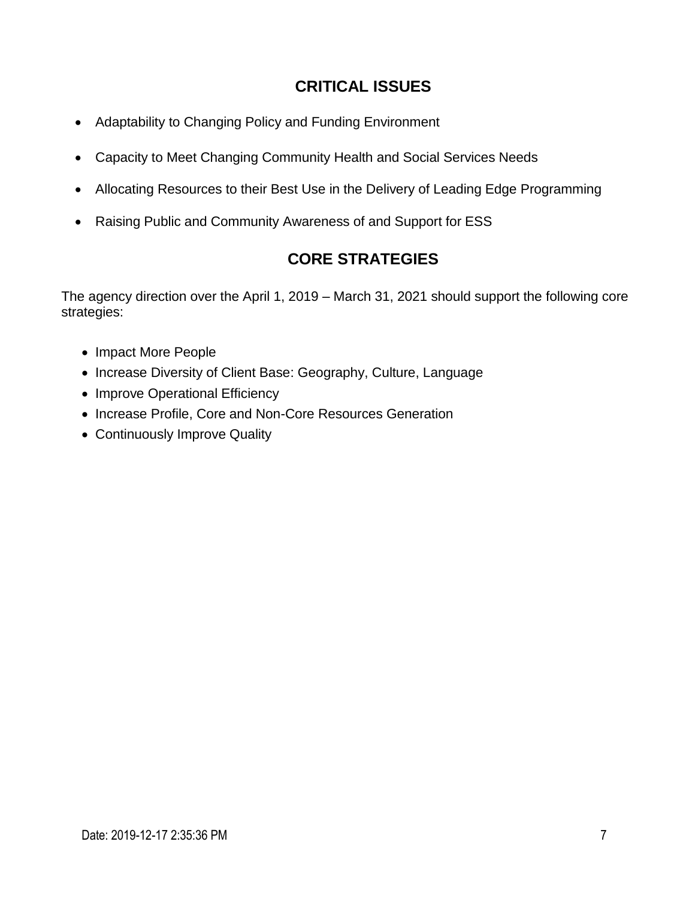## CRITICAL ISSUES

- Adaptability to Changing Policy and Funding Environment
- Capacity to Meet Changing Community Health and Social Services Needs
- Allocating Resources to their Best Use in the Delivery of Leading Edge Programming
- Raising Public and Community Awareness of and Support for ESS

## CORE STRATEGIES

The agency direction over the April 1, 2019 – March 31, 2021 should support the following core strategies:

- Impact More People
- Increase Diversity of Client Base: Geography, Culture, Language
- Improve Operational Efficiency
- Increase Profile, Core and Non-Core Resources Generation
- Continuously Improve Quality